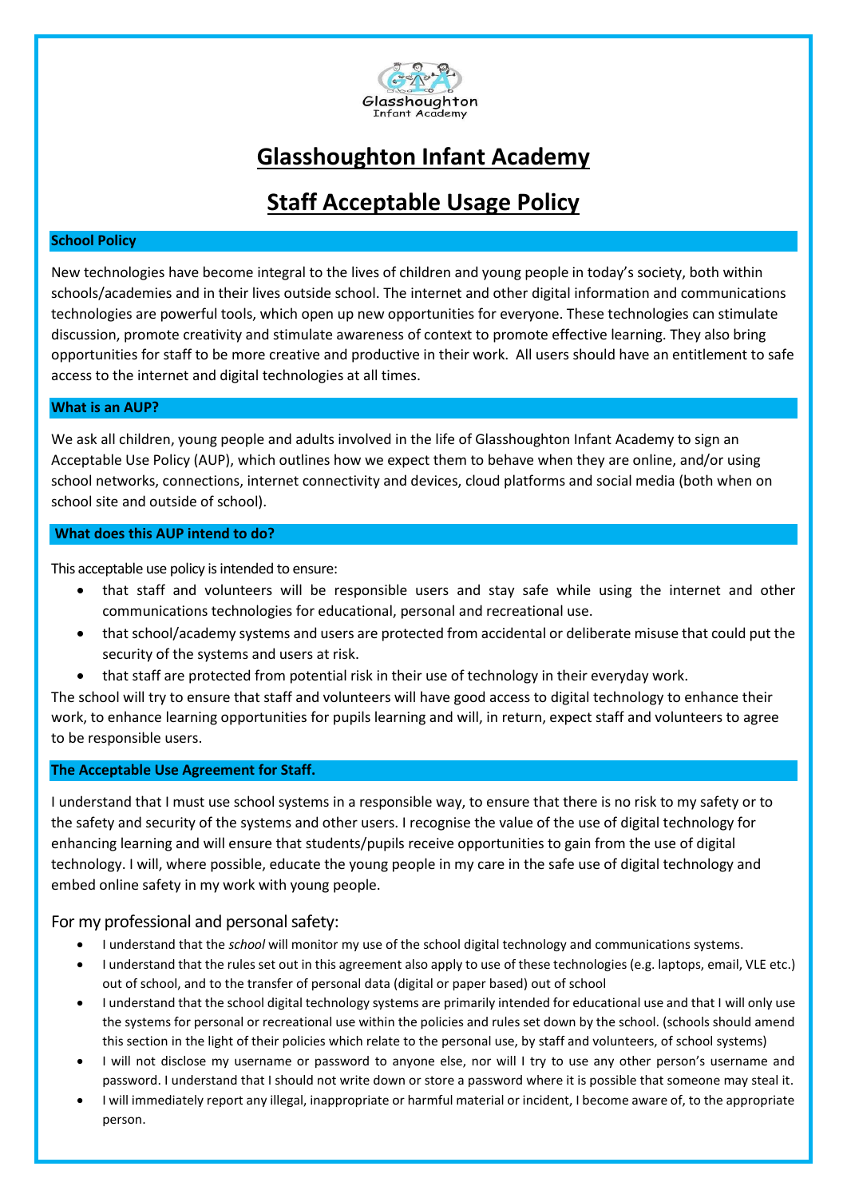Glasshoughton
Infant Academy

# Glasshoughton Infant Academy

# Staff Acceptable Usage Policy

### School Policy

New technologies have become integral to the lives of children and young people in today's society, both within schools/academies and in their lives outside school. The internet and other digital information and communications technologies are powerful tools, which open up new opportunities for everyone. These technologies can stimulate discussion, promote creativity and stimulate awareness of context to promote effective learning. They also bring opportunities for staff to be more creative and productive in their work. All users should have an entitlement to safe access to the internet and digital technologies at all times.

### What is an AUP?

We ask all children, young people and adults involved in the life of Glasshoughton Infant Academy to sign an Acceptable Use Policy (AUP), which outlines how we expect them to behave when they are online, and/or using school networks, connections, internet connectivity and devices, cloud platforms and social media (both when on school site and outside of school).

### What does this AUP intend to do?

This acceptable use policy is intended to ensure:

- that staff and volunteers will be responsible users and stay safe while using the internet and other communications technologies for educational, personal and recreational use.
- that school/academy systems and users are protected from accidental or deliberate misuse that could put the security of the systems and users at risk.
- that staff are protected from potential risk in their use of technology in their everyday work.

The school will try to ensure that staff and volunteers will have good access to digital technology to enhance their work, to enhance learning opportunities for pupils learning and will, in return, expect staff and volunteers to agree to be responsible users.

### The Acceptable Use Agreement for Staff.

I understand that I must use school systems in a responsible way, to ensure that there is no risk to my safety or to the safety and security of the systems and other users. I recognise the value of the use of digital technology for enhancing learning and will ensure that students/pupils receive opportunities to gain from the use of digital technology. I will, where possible, educate the young people in my care in the safe use of digital technology and embed online safety in my work with young people.

#### For my professional and personal safety:

- I understand that the *school* will monitor my use of the school digital technology and communications systems.
- I understand that the rules set out in this agreement also apply to use of these technologies (e.g. laptops, email, VLE etc.) out of school, and to the transfer of personal data (digital or paper based) out of school
- I understand that the school digital technology systems are primarily intended for educational use and that I will only use the systems for personal or recreational use within the policies and rules set down by the school. (schools should amend this section in the light of their policies which relate to the personal use, by staff and volunteers, of school systems)
- I will not disclose my username or password to anyone else, nor will I try to use any other person's username and password. I understand that I should not write down or store a password where it is possible that someone may steal it.
- I will immediately report any illegal, inappropriate or harmful material or incident, I become aware of, to the appropriate person.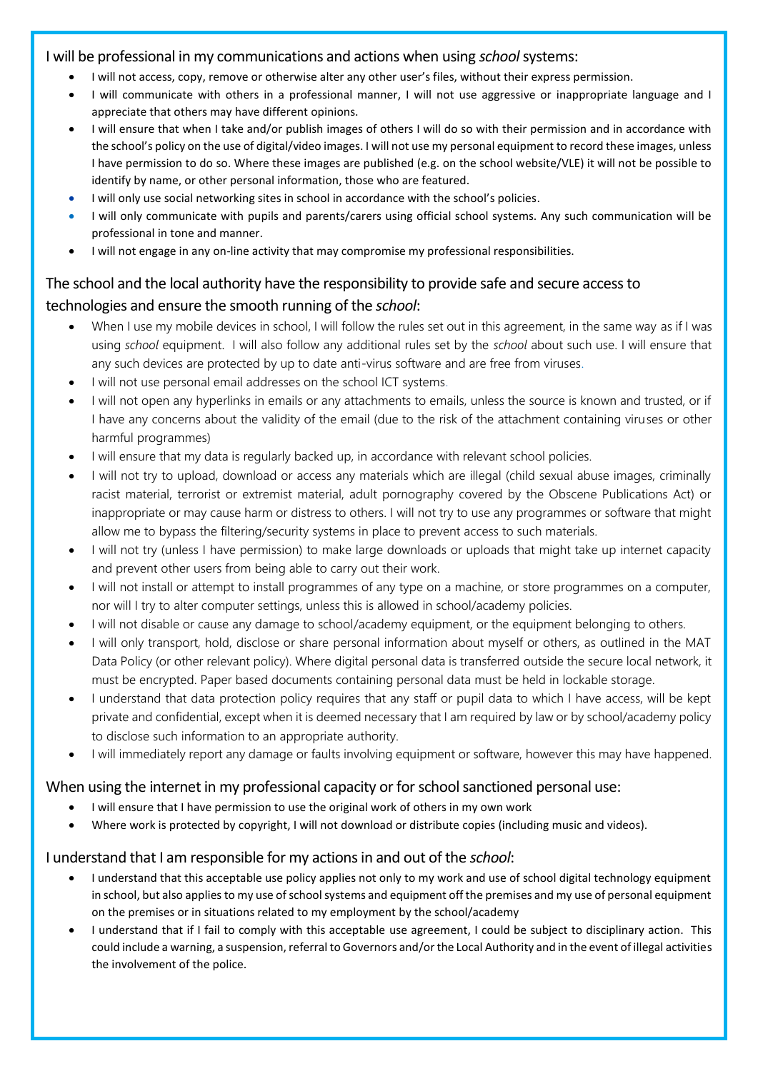I will be professional in my communications and actions when using *school* systems:

- I will not access, copy, remove or otherwise alter any other user's files, without their express permission.
- I will communicate with others in a professional manner, I will not use aggressive or inappropriate language and I appreciate that others may have different opinions.
- I will ensure that when I take and/or publish images of others I will do so with their permission and in accordance with the school's policy on the use of digital/video images. I will not use my personal equipment to record these images, unless I have permission to do so. Where these images are published (e.g. on the school website/VLE) it will not be possible to identify by name, or other personal information, those who are featured.
- I will only use social networking sites in school in accordance with the school's policies.
- I will only communicate with pupils and parents/carers using official school systems. Any such communication will be professional in tone and manner.
- I will not engage in any on-line activity that may compromise my professional responsibilities.

The school and the local authority have the responsibility to provide safe and secure access to technologies and ensure the smooth running of the *school*:

- When I use my mobile devices in school, I will follow the rules set out in this agreement, in the same way as if I was using *school* equipment. I will also follow any additional rules set by the *school* about such use. I will ensure that any such devices are protected by up to date anti-virus software and are free from viruses.
- I will not use personal email addresses on the school ICT systems.
- I will not open any hyperlinks in emails or any attachments to emails, unless the source is known and trusted, or if I have any concerns about the validity of the email (due to the risk of the attachment containing viruses or other harmful programmes)
- I will ensure that my data is regularly backed up, in accordance with relevant school policies.
- I will not try to upload, download or access any materials which are illegal (child sexual abuse images, criminally racist material, terrorist or extremist material, adult pornography covered by the Obscene Publications Act) or inappropriate or may cause harm or distress to others. I will not try to use any programmes or software that might allow me to bypass the filtering/security systems in place to prevent access to such materials.
- I will not try (unless I have permission) to make large downloads or uploads that might take up internet capacity and prevent other users from being able to carry out their work.
- I will not install or attempt to install programmes of any type on a machine, or store programmes on a computer, nor will I try to alter computer settings, unless this is allowed in school/academy policies.
- I will not disable or cause any damage to school/academy equipment, or the equipment belonging to others.
- I will only transport, hold, disclose or share personal information about myself or others, as outlined in the MAT Data Policy (or other relevant policy). Where digital personal data is transferred outside the secure local network, it must be encrypted. Paper based documents containing personal data must be held in lockable storage.
- I understand that data protection policy requires that any staff or pupil data to which I have access, will be kept private and confidential, except when it is deemed necessary that I am required by law or by school/academy policy to disclose such information to an appropriate authority.
- I will immediately report any damage or faults involving equipment or software, however this may have happened.

When using the internet in my professional capacity or for school sanctioned personal use:

- I will ensure that I have permission to use the original work of others in my own work
- Where work is protected by copyright, I will not download or distribute copies (including music and videos).

I understand that I am responsible for my actions in and out of the *school*:

- I understand that this acceptable use policy applies not only to my work and use of school digital technology equipment in school, but also applies to my use of school systems and equipment off the premises and my use of personal equipment on the premises or in situations related to my employment by the school/academy
- I understand that if I fail to comply with this acceptable use agreement, I could be subject to disciplinary action. This could include a warning, a suspension, referral to Governors and/or the Local Authority and in the event of illegal activities the involvement of the police.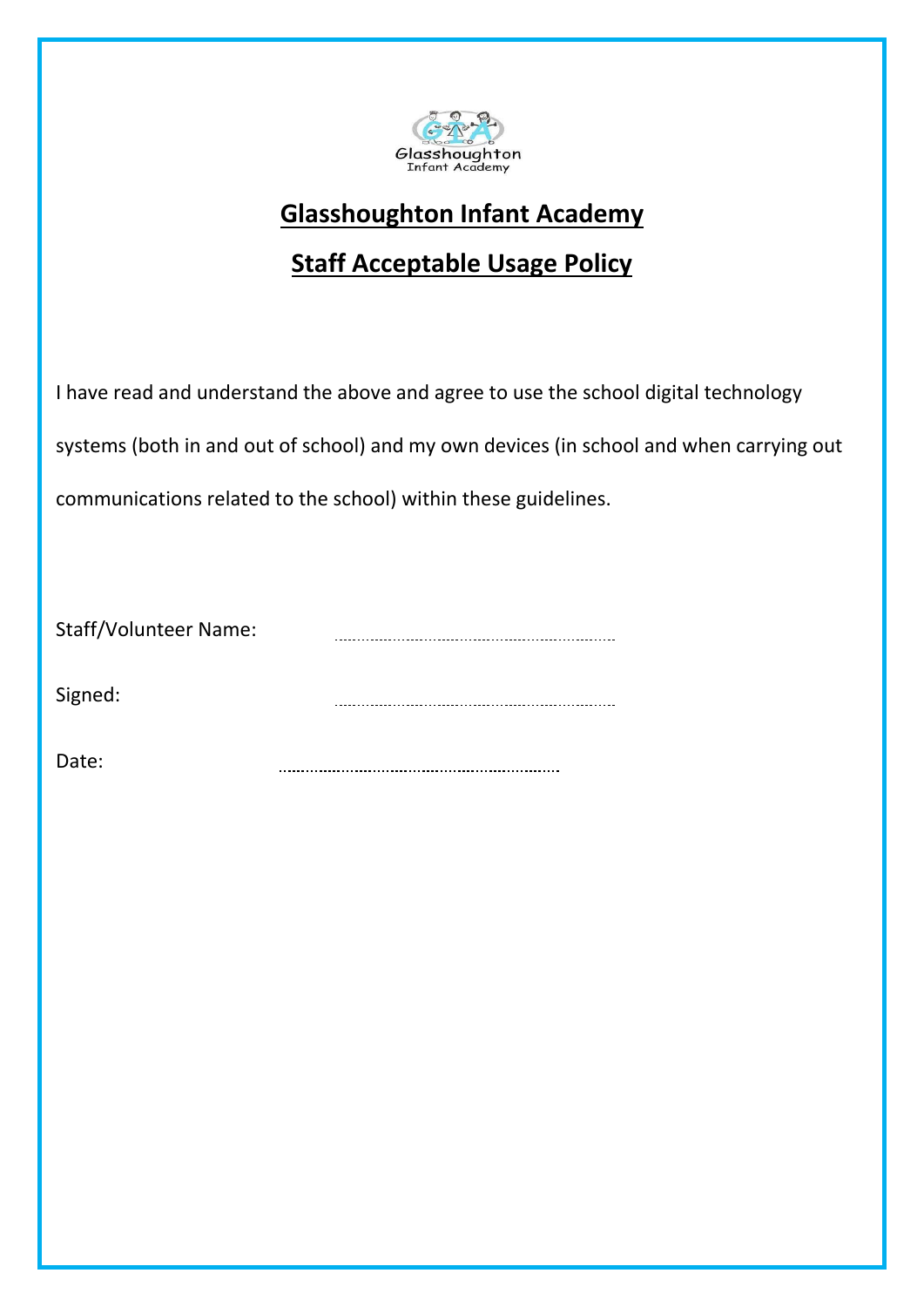# Glasshoughton Infant Academy

## Staff Acceptable Usage Policy

I have read and understand the above and agree to use the school digital technology systems (both in and out of school) and my own devices (in school and when carrying out communications related to the school) within these guidelines.

Staff/Volunteer Name: ...........................................................

Signed: ...........................................................

Date: ...........................................................